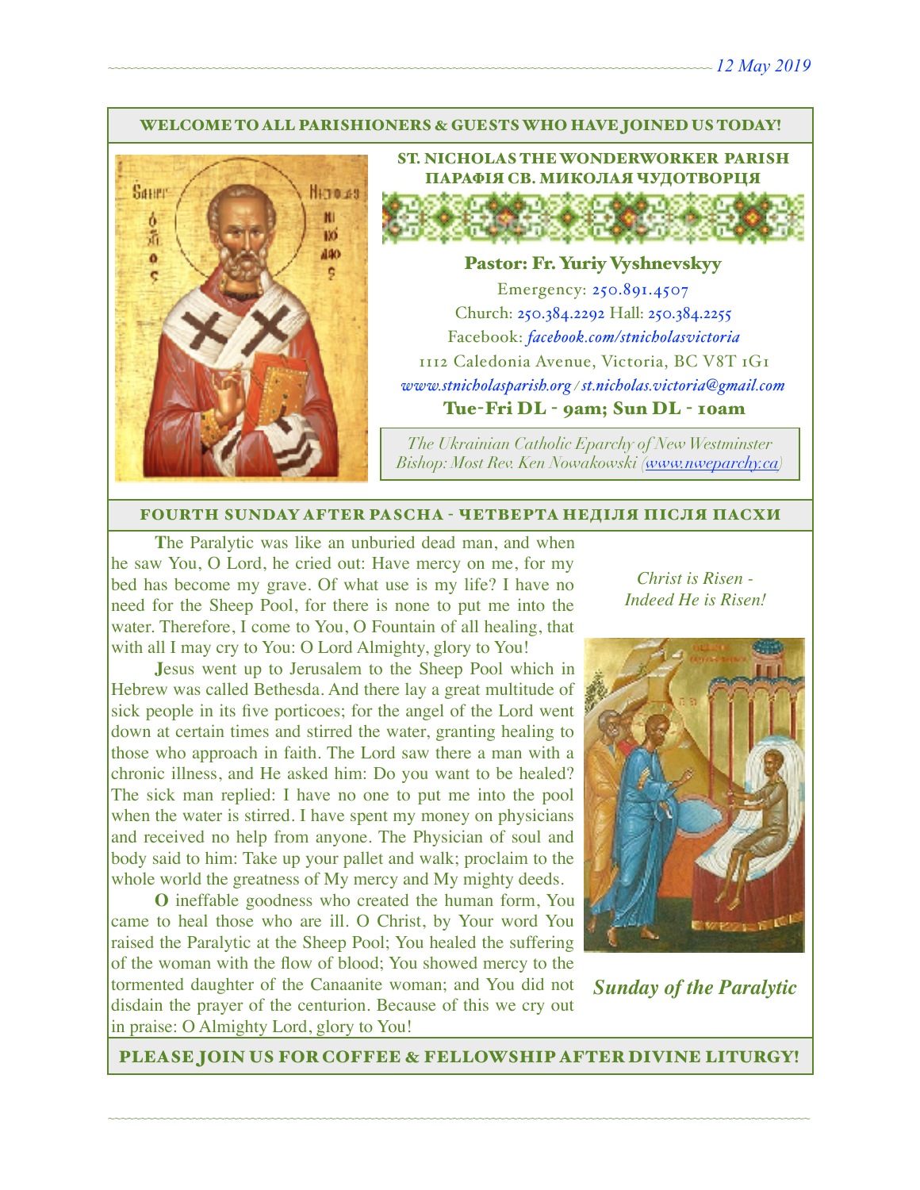12 May 2019

## WELCOME TO ALL PARISHIONERS & GUESTS WHO HAVE JOINED US TODAY!

### ST. NICHOLAS THE WONDERWORKER PARISH
### ПАРАФІЯ СВ. МИКОЛАЯ ЧУДОТВОРЦЯ

**Pastor: Fr. Yuriy Vyshnevskyy**

Emergency: 250.891.4507

Church: 250.384.2292 Hall: 250.384.2255

Facebook: *facebook.com/stnicholasvictoria*

1112 Caledonia Avenue, Victoria, BC V8T 1G1

*www.stnicholasparish.org / st.nicholas.victoria@gmail.com*

**Tue-Fri DL - 9am; Sun DL - 10am**

*The Ukrainian Catholic Eparchy of New Westminster*
*Bishop: Most Rev. Ken Nowakowski (www.nweparchy.ca)*

## FOURTH SUNDAY AFTER PASCHA - ЧЕТВЕРТА НЕДІЛЯ ПІСЛЯ ПАСХИ

**T**he Paralytic was like an unburied dead man, and when he saw You, O Lord, he cried out: Have mercy on me, for my bed has become my grave. Of what use is my life? I have no need for the Sheep Pool, for there is none to put me into the water. Therefore, I come to You, O Fountain of all healing, that with all I may cry to You: O Lord Almighty, glory to You!

**J**esus went up to Jerusalem to the Sheep Pool which in Hebrew was called Bethesda. And there lay a great multitude of sick people in its five porticoes; for the angel of the Lord went down at certain times and stirred the water, granting healing to those who approach in faith. The Lord saw there a man with a chronic illness, and He asked him: Do you want to be healed? The sick man replied: I have no one to put me into the pool when the water is stirred. I have spent my money on physicians and received no help from anyone. The Physician of soul and body said to him: Take up your pallet and walk; proclaim to the whole world the greatness of My mercy and My mighty deeds.

**O** ineffable goodness who created the human form, You came to heal those who are ill. O Christ, by Your word You raised the Paralytic at the Sheep Pool; You healed the suffering of the woman with the flow of blood; You showed mercy to the tormented daughter of the Canaanite woman; and You did not disdain the prayer of the centurion. Because of this we cry out in praise: O Almighty Lord, glory to You!

*Christ is Risen - Indeed He is Risen!*

***Sunday of the Paralytic***

## PLEASE JOIN US FOR COFFEE & FELLOWSHIP AFTER DIVINE LITURGY!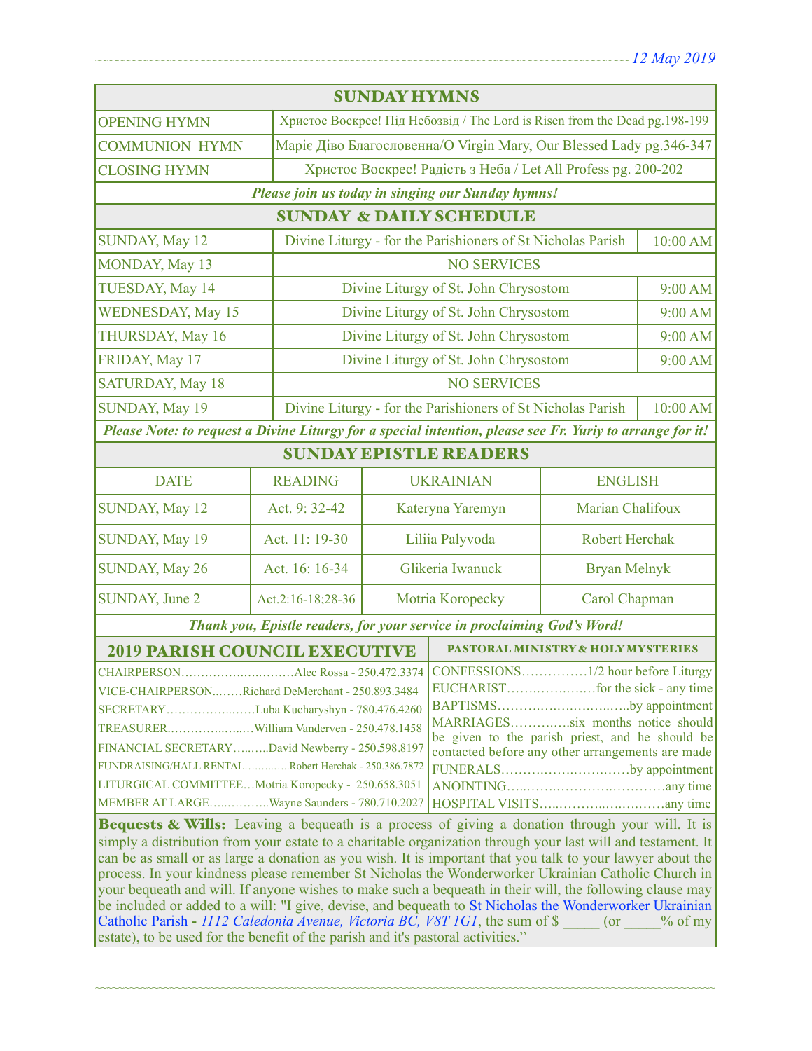## SUNDAY HYMNS

| | |
|---|---|
| OPENING HYMN | Христос Воскрес! Під Небозвід / The Lord is Risen from the Dead pg.198-199 |
| COMMUNION HYMN | Маріє Діво Благословенна/O Virgin Mary, Our Blessed Lady pg.346-347 |
| CLOSING HYMN | Христос Воскрес! Радість з Неба / Let All Profess pg. 200-202 |

***Please join us today in singing our Sunday hymns!***

## SUNDAY & DAILY SCHEDULE

| | | |
|---|---|---|
| SUNDAY, May 12 | Divine Liturgy - for the Parishioners of St Nicholas Parish | 10:00 AM |
| MONDAY, May 13 | NO SERVICES | |
| TUESDAY, May 14 | Divine Liturgy of St. John Chrysostom | 9:00 AM |
| WEDNESDAY, May 15 | Divine Liturgy of St. John Chrysostom | 9:00 AM |
| THURSDAY, May 16 | Divine Liturgy of St. John Chrysostom | 9:00 AM |
| FRIDAY, May 17 | Divine Liturgy of St. John Chrysostom | 9:00 AM |
| SATURDAY, May 18 | NO SERVICES | |
| SUNDAY, May 19 | Divine Liturgy - for the Parishioners of St Nicholas Parish | 10:00 AM |

***Please Note: to request a Divine Liturgy for a special intention, please see Fr. Yuriy to arrange for it!***

## SUNDAY EPISTLE READERS

| DATE | READING | UKRAINIAN | ENGLISH |
|---|---|---|---|
| SUNDAY, May 12 | Act. 9: 32-42 | Kateryna Yaremyn | Marian Chalifoux |
| SUNDAY, May 19 | Act. 11: 19-30 | Liliia Palyvoda | Robert Herchak |
| SUNDAY, May 26 | Act. 16: 16-34 | Glikeria Iwanuck | Bryan Melnyk |
| SUNDAY, June 2 | Act.2:16-18;28-36 | Motria Koropecky | Carol Chapman |

***Thank you, Epistle readers, for your service in proclaiming God's Word!***

## 2019 PARISH COUNCIL EXECUTIVE

CHAIRPERSON……………………….Alec Rossa - 250.472.3374
VICE-CHAIRPERSON...……Richard DeMerchant - 250.893.3484
SECRETARY……………...……Luba Kucharyshyn - 780.476.4260
TREASURER.……………...…William Vanderven - 250.478.1458
FINANCIAL SECRETARY……...David Newberry - 250.598.8197
FUNDRAISING/HALL RENTAL………….Robert Herchak - 250.386.7872
LITURGICAL COMMITTEE…Motria Koropecky - 250.658.3051
MEMBER AT LARGE…...……….Wayne Saunders - 780.710.2027

## PASTORAL MINISTRY & HOLY MYSTERIES

CONFESSIONS……………1/2 hour before Liturgy
EUCHARIST…………………for the sick - any time
BAPTISMS………………………….by appointment
MARRIAGES…………..six months notice should be given to the parish priest, and he should be contacted before any other arrangements are made
FUNERALS………………………by appointment
ANOINTING……………………………any time
HOSPITAL VISITS……………………….any time

**Bequests & Wills:** Leaving a bequeath is a process of giving a donation through your will. It is simply a distribution from your estate to a charitable organization through your last will and testament. It can be as small or as large a donation as you wish. It is important that you talk to your lawyer about the process. In your kindness please remember St Nicholas the Wonderworker Ukrainian Catholic Church in your bequeath and will. If anyone wishes to make such a bequeath in their will, the following clause may be included or added to a will: "I give, devise, and bequeath to St Nicholas the Wonderworker Ukrainian Catholic Parish - *1112 Caledonia Avenue, Victoria BC, V8T 1G1*, the sum of $ _____ (or _____% of my estate), to be used for the benefit of the parish and it's pastoral activities."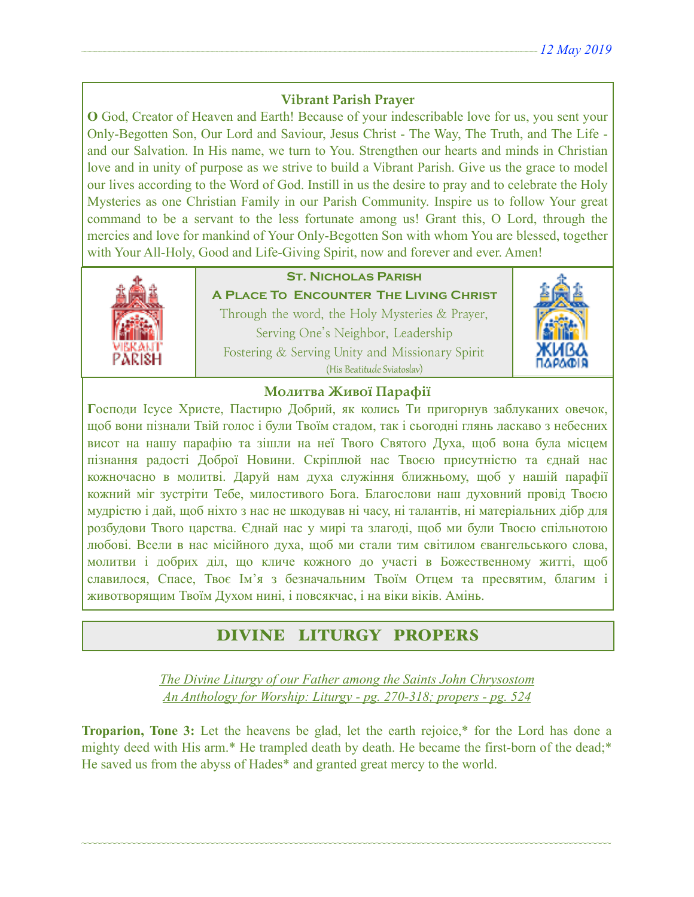### Vibrant Parish Prayer

**O** God, Creator of Heaven and Earth! Because of your indescribable love for us, you sent your Only-Begotten Son, Our Lord and Saviour, Jesus Christ - The Way, The Truth, and The Life - and our Salvation. In His name, we turn to You. Strengthen our hearts and minds in Christian love and in unity of purpose as we strive to build a Vibrant Parish. Give us the grace to model our lives according to the Word of God. Instill in us the desire to pray and to celebrate the Holy Mysteries as one Christian Family in our Parish Community. Inspire us to follow Your great command to be a servant to the less fortunate among us! Grant this, O Lord, through the mercies and love for mankind of Your Only-Begotten Son with whom You are blessed, together with Your All-Holy, Good and Life-Giving Spirit, now and forever and ever. Amen!

**St. Nicholas Parish**

**A Place To Encounter The Living Christ**

Through the word, the Holy Mysteries & Prayer,
Serving One's Neighbor, Leadership
Fostering & Serving Unity and Missionary Spirit
(His Beatitude Sviatoslav)

### Молитва Живої Парафії

**Г**осподи Ісусе Христе, Пастирю Добрий, як колись Ти пригорнув заблуканих овечок, щоб вони пізнали Твій голос і були Твоїм стадом, так і сьогодні глянь ласкаво з небесних висот на нашу парафію та зішли на неї Твого Святого Духа, щоб вона була місцем пізнання радості Доброї Новини. Скріплюй нас Твоєю присутністю та єднай нас кожночасно в молитві. Даруй нам духа служіння ближньому, щоб у нашій парафії кожний міг зустріти Тебе, милостивого Бога. Благослови наш духовний провід Твоєю мудрістю і дай, щоб ніхто з нас не шкодував ні часу, ні талантів, ні матеріальних дібр для розбудови Твого царства. Єднай нас у мирі та злагоді, щоб ми були Твоєю спільнотою любові. Всели в нас місійного духа, щоб ми стали тим світилом євангельського слова, молитви і добрих діл, що кличе кожного до участі в Божественному житті, щоб славилося, Спасе, Твоє Ім'я з безначальним Твоїм Отцем та пресвятим, благим і животворящим Твоїм Духом нині, і повсякчас, і на віки віків. Амінь.

## DIVINE LITURGY PROPERS

*The Divine Liturgy of our Father among the Saints John Chrysostom*
*An Anthology for Worship: Liturgy - pg. 270-318; propers - pg. 524*

**Troparion, Tone 3:** Let the heavens be glad, let the earth rejoice,* for the Lord has done a mighty deed with His arm.* He trampled death by death. He became the first-born of the dead;* He saved us from the abyss of Hades* and granted great mercy to the world.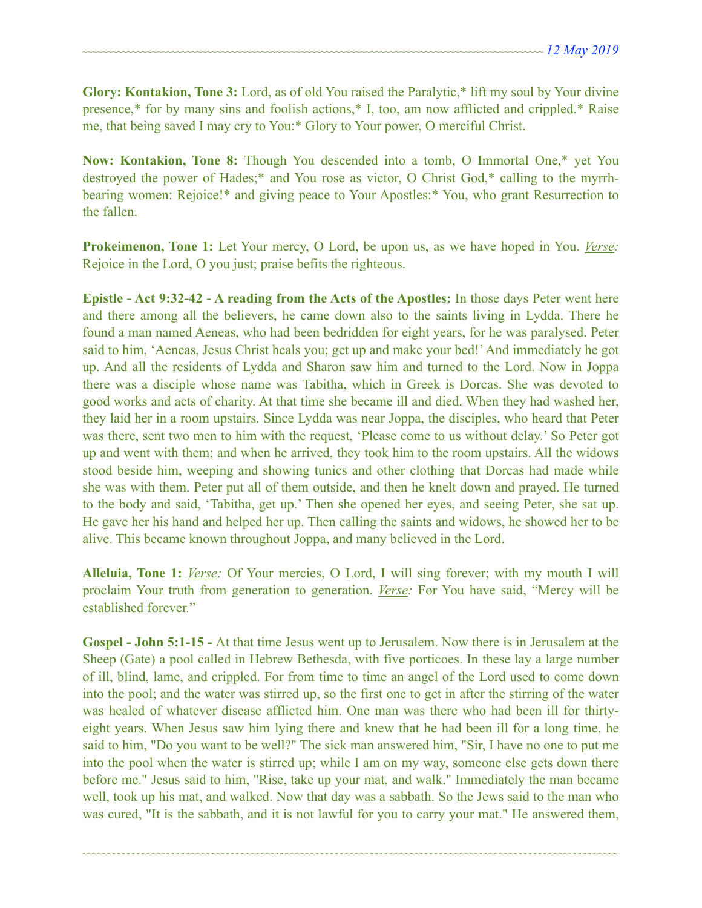**Glory: Kontakion, Tone 3:** Lord, as of old You raised the Paralytic,* lift my soul by Your divine presence,* for by many sins and foolish actions,* I, too, am now afflicted and crippled.* Raise me, that being saved I may cry to You:* Glory to Your power, O merciful Christ.

**Now: Kontakion, Tone 8:** Though You descended into a tomb, O Immortal One,* yet You destroyed the power of Hades;* and You rose as victor, O Christ God,* calling to the myrrh-bearing women: Rejoice!* and giving peace to Your Apostles:* You, who grant Resurrection to the fallen.

**Prokeimenon, Tone 1:** Let Your mercy, O Lord, be upon us, as we have hoped in You. *Verse:* Rejoice in the Lord, O you just; praise befits the righteous.

**Epistle - Act 9:32-42 - A reading from the Acts of the Apostles:** In those days Peter went here and there among all the believers, he came down also to the saints living in Lydda. There he found a man named Aeneas, who had been bedridden for eight years, for he was paralysed. Peter said to him, 'Aeneas, Jesus Christ heals you; get up and make your bed!' And immediately he got up. And all the residents of Lydda and Sharon saw him and turned to the Lord. Now in Joppa there was a disciple whose name was Tabitha, which in Greek is Dorcas. She was devoted to good works and acts of charity. At that time she became ill and died. When they had washed her, they laid her in a room upstairs. Since Lydda was near Joppa, the disciples, who heard that Peter was there, sent two men to him with the request, 'Please come to us without delay.' So Peter got up and went with them; and when he arrived, they took him to the room upstairs. All the widows stood beside him, weeping and showing tunics and other clothing that Dorcas had made while she was with them. Peter put all of them outside, and then he knelt down and prayed. He turned to the body and said, 'Tabitha, get up.' Then she opened her eyes, and seeing Peter, she sat up. He gave her his hand and helped her up. Then calling the saints and widows, he showed her to be alive. This became known throughout Joppa, and many believed in the Lord.

**Alleluia, Tone 1:** *Verse:* Of Your mercies, O Lord, I will sing forever; with my mouth I will proclaim Your truth from generation to generation. *Verse:* For You have said, "Mercy will be established forever."

**Gospel - John 5:1-15 -** At that time Jesus went up to Jerusalem. Now there is in Jerusalem at the Sheep (Gate) a pool called in Hebrew Bethesda, with five porticoes. In these lay a large number of ill, blind, lame, and crippled. For from time to time an angel of the Lord used to come down into the pool; and the water was stirred up, so the first one to get in after the stirring of the water was healed of whatever disease afflicted him. One man was there who had been ill for thirty-eight years. When Jesus saw him lying there and knew that he had been ill for a long time, he said to him, "Do you want to be well?" The sick man answered him, "Sir, I have no one to put me into the pool when the water is stirred up; while I am on my way, someone else gets down there before me." Jesus said to him, "Rise, take up your mat, and walk." Immediately the man became well, took up his mat, and walked. Now that day was a sabbath. So the Jews said to the man who was cured, "It is the sabbath, and it is not lawful for you to carry your mat." He answered them,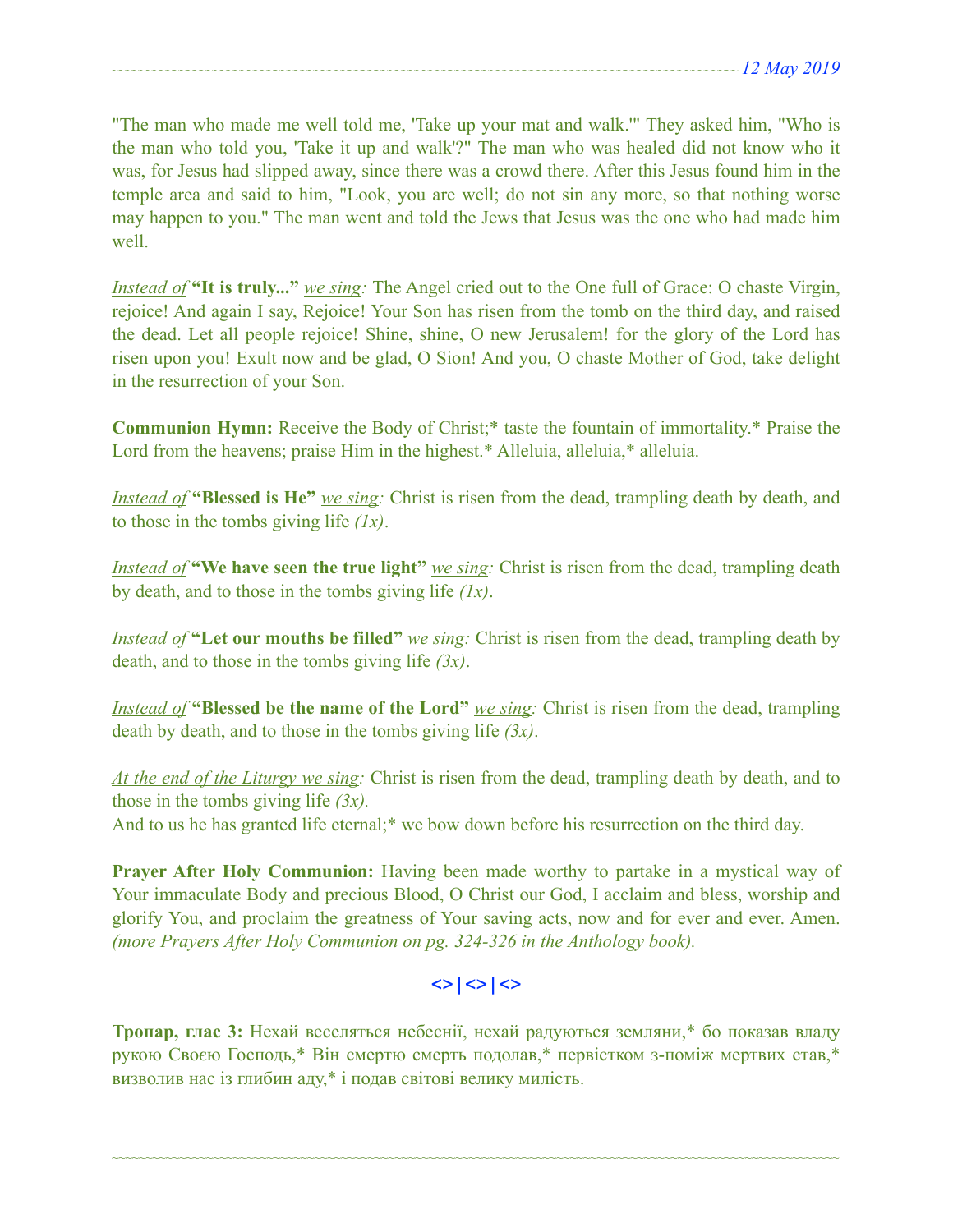"The man who made me well told me, 'Take up your mat and walk.'" They asked him, "Who is the man who told you, 'Take it up and walk'?" The man who was healed did not know who it was, for Jesus had slipped away, since there was a crowd there. After this Jesus found him in the temple area and said to him, "Look, you are well; do not sin any more, so that nothing worse may happen to you." The man went and told the Jews that Jesus was the one who had made him well.

*Instead of* **"It is truly..."** *we sing:* The Angel cried out to the One full of Grace: O chaste Virgin, rejoice! And again I say, Rejoice! Your Son has risen from the tomb on the third day, and raised the dead. Let all people rejoice! Shine, shine, O new Jerusalem! for the glory of the Lord has risen upon you! Exult now and be glad, O Sion! And you, O chaste Mother of God, take delight in the resurrection of your Son.

**Communion Hymn:** Receive the Body of Christ;* taste the fountain of immortality.* Praise the Lord from the heavens; praise Him in the highest.* Alleluia, alleluia,* alleluia.

*Instead of* **"Blessed is He"** *we sing:* Christ is risen from the dead, trampling death by death, and to those in the tombs giving life *(1x)*.

*Instead of* **"We have seen the true light"** *we sing:* Christ is risen from the dead, trampling death by death, and to those in the tombs giving life *(1x)*.

*Instead of* **"Let our mouths be filled"** *we sing:* Christ is risen from the dead, trampling death by death, and to those in the tombs giving life *(3x)*.

*Instead of* **"Blessed be the name of the Lord"** *we sing:* Christ is risen from the dead, trampling death by death, and to those in the tombs giving life *(3x)*.

*At the end of the Liturgy we sing:* Christ is risen from the dead, trampling death by death, and to those in the tombs giving life *(3x).*
And to us he has granted life eternal;* we bow down before his resurrection on the third day.

**Prayer After Holy Communion:** Having been made worthy to partake in a mystical way of Your immaculate Body and precious Blood, O Christ our God, I acclaim and bless, worship and glorify You, and proclaim the greatness of Your saving acts, now and for ever and ever. Amen. *(more Prayers After Holy Communion on pg. 324-326 in the Anthology book).*

**<> | <> | <>**

**Тропар, глас 3:** Нехай веселяться небеснії, нехай радуються земляни,* бо показав владу рукою Своєю Господь,* Він смертю смерть подолав,* первістком з-поміж мертвих став,* визволив нас із глибин аду,* і подав світові велику милість.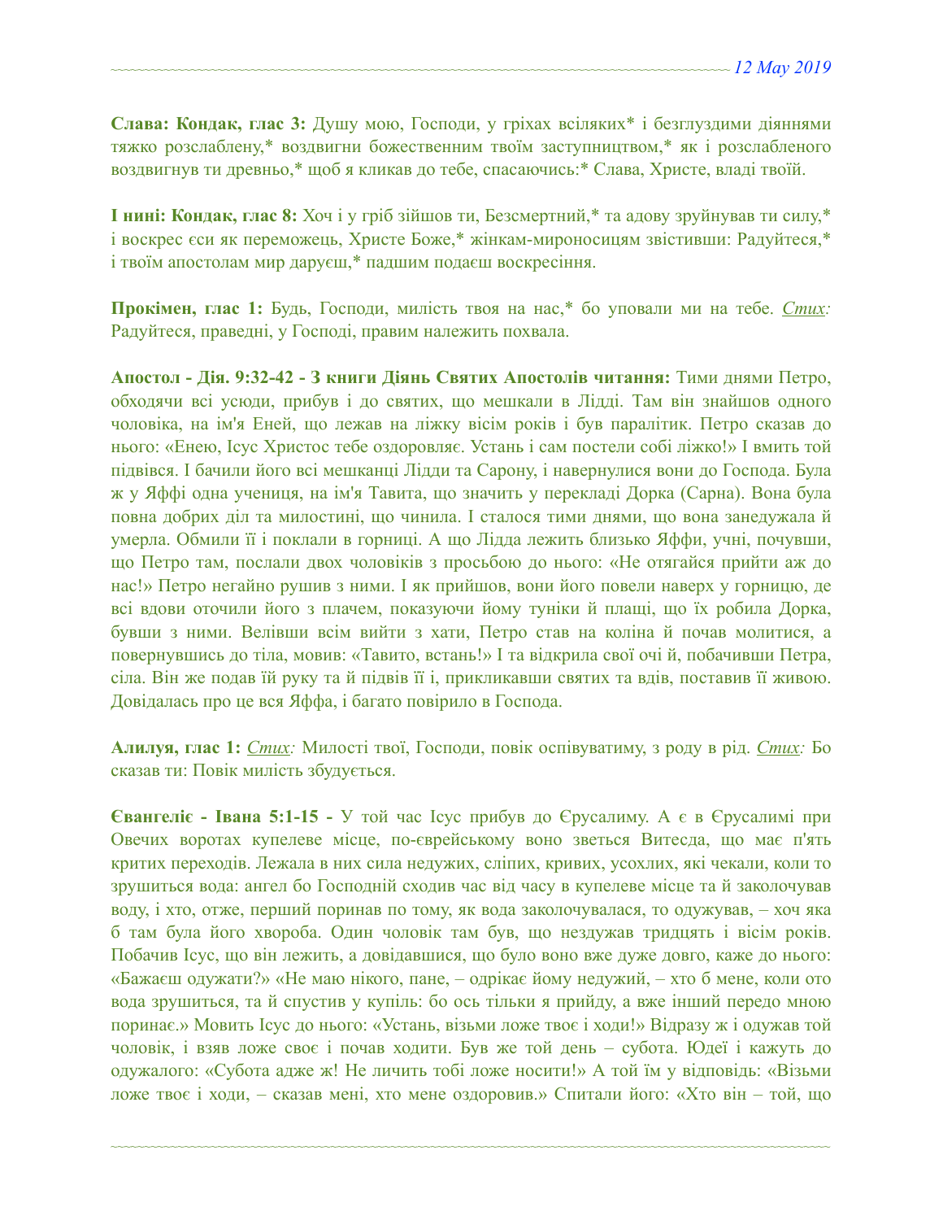**Слава: Кондак, глас 3:** Душу мою, Господи, у гріхах всіляких* і безглуздими діяннями тяжко розслаблену,* воздвигни божественним твоїм заступництвом,* як і розслабленого воздвигнув ти древньо,* щоб я кликав до тебе, спасаючись:* Слава, Христе, владі твоїй.

**І нині: Кондак, глас 8:** Хоч і у гріб зійшов ти, Безсмертний,* та адову зруйнував ти силу,* і воскрес єси як переможець, Христе Боже,* жінкам-мироносицям звістивши: Радуйтеся,* і твоїм апостолам мир даруєш,* падшим подаєш воскресіння.

**Прокімен, глас 1:** Будь, Господи, милість твоя на нас,* бо уповали ми на тебе. *Стих:* Радуйтеся, праведні, у Господі, правим належить похвала.

**Апостол - Дія. 9:32-42 - З книги Діянь Святих Апостолів читання:** Тими днями Петро, обходячи всі усюди, прибув і до святих, що мешкали в Лідді. Там він знайшов одного чоловіка, на ім'я Еней, що лежав на ліжку вісім років і був паралітик. Петро сказав до нього: «Енею, Ісус Христос тебе оздоровляє. Устань і сам постели собі ліжко!» І вмить той підвівся. І бачили його всі мешканці Лідди та Сарону, і навернулися вони до Господа. Була ж у Яффі одна учениця, на ім'я Тавита, що значить у перекладі Дорка (Сарна). Вона була повна добрих діл та милостині, що чинила. І сталося тими днями, що вона занедужала й умерла. Обмили її і поклали в горниці. А що Лідда лежить близько Яффи, учні, почувши, що Петро там, послали двох чоловіків з просьбою до нього: «Не отягайся прийти аж до нас!» Петро негайно рушив з ними. І як прийшов, вони його повели наверх у горницю, де всі вдови оточили його з плачем, показуючи йому туніки й плащі, що їх робила Дорка, бувши з ними. Велівши всім вийти з хати, Петро став на коліна й почав молитися, а повернувшись до тіла, мовив: «Тавито, встань!» І та відкрила свої очі й, побачивши Петра, сіла. Він же подав їй руку та й підвів її і, прикликавши святих та вдів, поставив її живою. Довідалась про це вся Яффа, і багато повірило в Господа.

**Алилуя, глас 1:** *Стих:* Милості твої, Господи, повік оспівуватиму, з роду в рід. *Стих:* Бо сказав ти: Повік милість збудується.

**Євангеліє - Івана 5:1-15 -** У той час Ісус прибув до Єрусалиму. А є в Єрусалимі при Овечих воротах купелеве місце, по-єврейському воно зветься Витесда, що має п'ять критих переходів. Лежала в них сила недужих, сліпих, кривих, усохлих, які чекали, коли то зрушиться вода: ангел бо Господній сходив час від часу в купелеве місце та й заколочував воду, і хто, отже, перший поринав по тому, як вода заколочувалася, то одужував, – хоч яка б там була його хвороба. Один чоловік там був, що нездужав тридцять і вісім років. Побачив Ісус, що він лежить, а довідавшися, що було воно вже дуже довго, каже до нього: «Бажаєш одужати?» «Не маю нікого, пане, – одрікає йому недужий, – хто б мене, коли ото вода зрушиться, та й спустив у купіль: бо ось тільки я прийду, а вже інший передо мною поринає.» Мовить Ісус до нього: «Устань, візьми ложе твоє і ходи!» Відразу ж і одужав той чоловік, і взяв ложе своє і почав ходити. Був же той день – субота. Юдеї і кажуть до одужалого: «Субота адже ж! Не личить тобі ложе носити!» А той їм у відповідь: «Візьми ложе твоє і ходи, – сказав мені, хто мене оздоровив.» Спитали його: «Хто він – той, що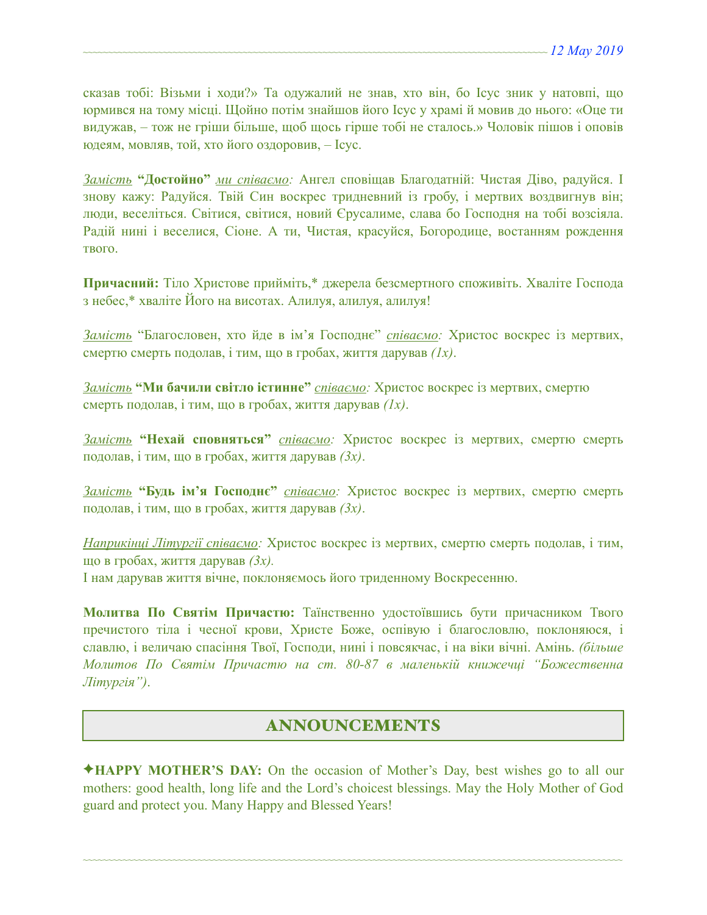сказав тобі: Візьми і ходи?» Та одужалий не знав, хто він, бо Ісус зник у натовпі, що юрмився на тому місці. Щойно потім знайшов його Ісус у храмі й мовив до нього: «Оце ти видужав, – тож не гріши більше, щоб щось гірше тобі не сталось.» Чоловік пішов і оповів юдеям, мовляв, той, хто його оздоровив, – Ісус.

*Замість* **"Достойно"** *ми співаємо:* Ангел сповіщав Благодатній: Чистая Діво, радуйся. І знову кажу: Радуйся. Твій Син воскрес тридневний із гробу, і мертвих воздвигнув він; люди, веселіться. Світися, світися, новий Єрусалиме, слава бо Господня на тобі возсіяла. Радій нині і веселися, Сіоне. А ти, Чистая, красуйся, Богородице, востанням рождення твого.

**Причасний:** Тіло Христове прийміть,* джерела безсмертного споживіть. Хваліте Господа з небес,* хваліте Його на висотах. Алилуя, алилуя, алилуя!

*Замість* "Благословен, хто йде в ім'я Господнє" *співаємо:* Христос воскрес із мертвих, смертю смерть подолав, і тим, що в гробах, життя дарував *(1x)*.

*Замість* **"Ми бачили світло істинне"** *співаємо:* Христос воскрес із мертвих, смертю смерть подолав, і тим, що в гробах, життя дарував *(1x)*.

*Замість* **"Нехай сповняться"** *співаємо:* Христос воскрес із мертвих, смертю смерть подолав, і тим, що в гробах, життя дарував *(3x)*.

*Замість* **"Будь ім'я Господнє"** *співаємо:* Христос воскрес із мертвих, смертю смерть подолав, і тим, що в гробах, життя дарував *(3x)*.

*Наприкінці Літургії співаємо:* Христос воскрес із мертвих, смертю смерть подолав, і тим, що в гробах, життя дарував *(3x).*
І нам дарував життя вічне, поклоняємось його триденному Воскресенню.

**Молитва По Святім Причастю:** Таїнственно удостоївшись бути причасником Твого пречистого тіла і чесної крови, Христе Боже, оспівую і благословлю, поклоняюся, і славлю, і величаю спасіння Твої, Господи, нині і повсякчас, і на віки вічні. Амінь. *(більше Молитов По Святім Причастю на ст. 80-87 в маленькій книжечці "Божественна Літургія")*.

## ANNOUNCEMENTS

✦**HAPPY MOTHER'S DAY:** On the occasion of Mother's Day, best wishes go to all our mothers: good health, long life and the Lord's choicest blessings. May the Holy Mother of God guard and protect you. Many Happy and Blessed Years!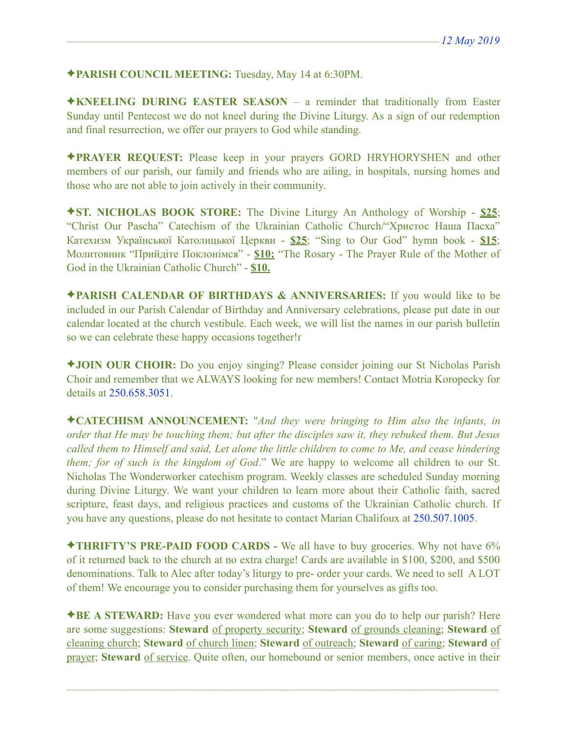✦**PARISH COUNCIL MEETING:** Tuesday, May 14 at 6:30PM.

✦**KNEELING DURING EASTER SEASON** – a reminder that traditionally from Easter Sunday until Pentecost we do not kneel during the Divine Liturgy. As a sign of our redemption and final resurrection, we offer our prayers to God while standing.

✦**PRAYER REQUEST:** Please keep in your prayers GORD HRYHORYSHEN and other members of our parish, our family and friends who are ailing, in hospitals, nursing homes and those who are not able to join actively in their community.

✦**ST. NICHOLAS BOOK STORE:** The Divine Liturgy An Anthology of Worship - **$25**; "Christ Our Pascha" Catechism of the Ukrainian Catholic Church/"Христос Наша Пасха" Катехизм Української Католицької Церкви - **$25**; "Sing to Our God" hymn book - **$15**; Молитовник "Прийдіте Поклонімся" - **$10;** "The Rosary - The Prayer Rule of the Mother of God in the Ukrainian Catholic Church" - **$10.**

✦**PARISH CALENDAR OF BIRTHDAYS & ANNIVERSARIES:** If you would like to be included in our Parish Calendar of Birthday and Anniversary celebrations, please put date in our calendar located at the church vestibule. Each week, we will list the names in our parish bulletin so we can celebrate these happy occasions together!r

✦**JOIN OUR CHOIR:** Do you enjoy singing? Please consider joining our St Nicholas Parish Choir and remember that we ALWAYS looking for new members! Contact Motria Koropecky for details at 250.658.3051.

✦**CATECHISM ANNOUNCEMENT:** "*And they were bringing to Him also the infants, in order that He may be touching them; but after the disciples saw it, they rebuked them. But Jesus called them to Himself and said, Let alone the little children to come to Me, and cease hindering them; for of such is the kingdom of God*." We are happy to welcome all children to our St. Nicholas The Wonderworker catechism program. Weekly classes are scheduled Sunday morning during Divine Liturgy. We want your children to learn more about their Catholic faith, sacred scripture, feast days, and religious practices and customs of the Ukrainian Catholic church. If you have any questions, please do not hesitate to contact Marian Chalifoux at 250.507.1005.

✦**THRIFTY'S PRE-PAID FOOD CARDS -** We all have to buy groceries. Why not have 6% of it returned back to the church at no extra charge! Cards are available in $100, $200, and $500 denominations. Talk to Alec after today's liturgy to pre- order your cards. We need to sell A LOT of them! We encourage you to consider purchasing them for yourselves as gifts too.

✦**BE A STEWARD:** Have you ever wondered what more can you do to help our parish? Here are some suggestions: **Steward** of property security; **Steward** of grounds cleaning; **Steward** of cleaning church; **Steward** of church linen; **Steward** of outreach; **Steward** of caring; **Steward** of prayer; **Steward** of service. Quite often, our homebound or senior members, once active in their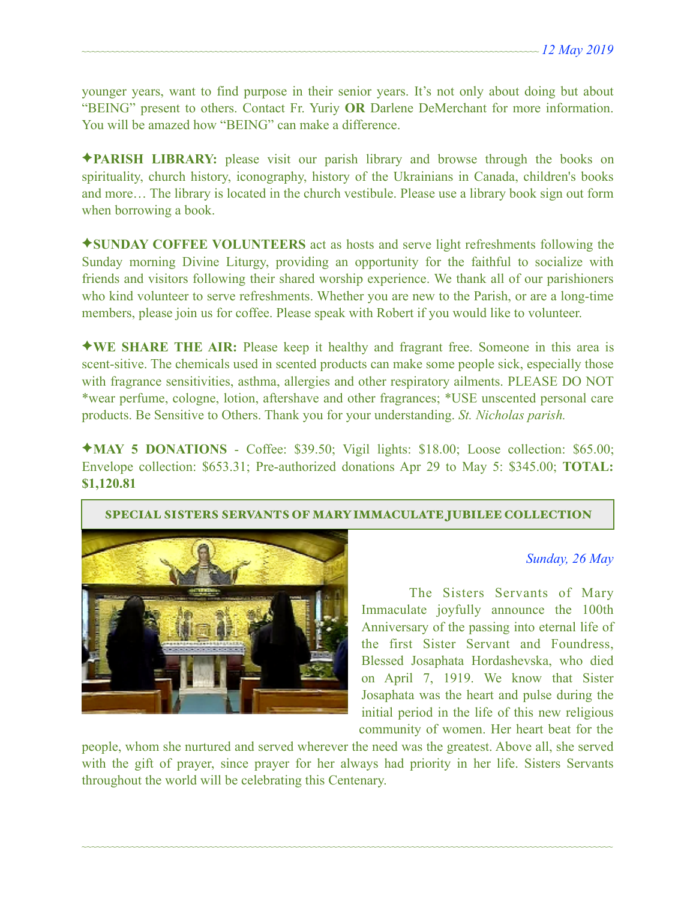younger years, want to find purpose in their senior years. It's not only about doing but about "BEING" present to others. Contact Fr. Yuriy **OR** Darlene DeMerchant for more information. You will be amazed how "BEING" can make a difference.

✦**PARISH LIBRARY:** please visit our parish library and browse through the books on spirituality, church history, iconography, history of the Ukrainians in Canada, children's books and more… The library is located in the church vestibule. Please use a library book sign out form when borrowing a book.

✦**SUNDAY COFFEE VOLUNTEERS** act as hosts and serve light refreshments following the Sunday morning Divine Liturgy, providing an opportunity for the faithful to socialize with friends and visitors following their shared worship experience. We thank all of our parishioners who kind volunteer to serve refreshments. Whether you are new to the Parish, or are a long-time members, please join us for coffee. Please speak with Robert if you would like to volunteer.

✦**WE SHARE THE AIR:** Please keep it healthy and fragrant free. Someone in this area is scent-sitive. The chemicals used in scented products can make some people sick, especially those with fragrance sensitivities, asthma, allergies and other respiratory ailments. PLEASE DO NOT *wear perfume, cologne, lotion, aftershave and other fragrances; *USE unscented personal care products. Be Sensitive to Others. Thank you for your understanding. *St. Nicholas parish.*

✦**MAY 5 DONATIONS** - Coffee: $39.50; Vigil lights: $18.00; Loose collection: $65.00; Envelope collection: $653.31; Pre-authorized donations Apr 29 to May 5: $345.00; **TOTAL: $1,120.81**

## SPECIAL SISTERS SERVANTS OF MARY IMMACULATE JUBILEE COLLECTION

*Sunday, 26 May*

The Sisters Servants of Mary Immaculate joyfully announce the 100th Anniversary of the passing into eternal life of the first Sister Servant and Foundress, Blessed Josaphata Hordashevska, who died on April 7, 1919. We know that Sister Josaphata was the heart and pulse during the initial period in the life of this new religious community of women. Her heart beat for the people, whom she nurtured and served wherever the need was the greatest. Above all, she served with the gift of prayer, since prayer for her always had priority in her life. Sisters Servants throughout the world will be celebrating this Centenary.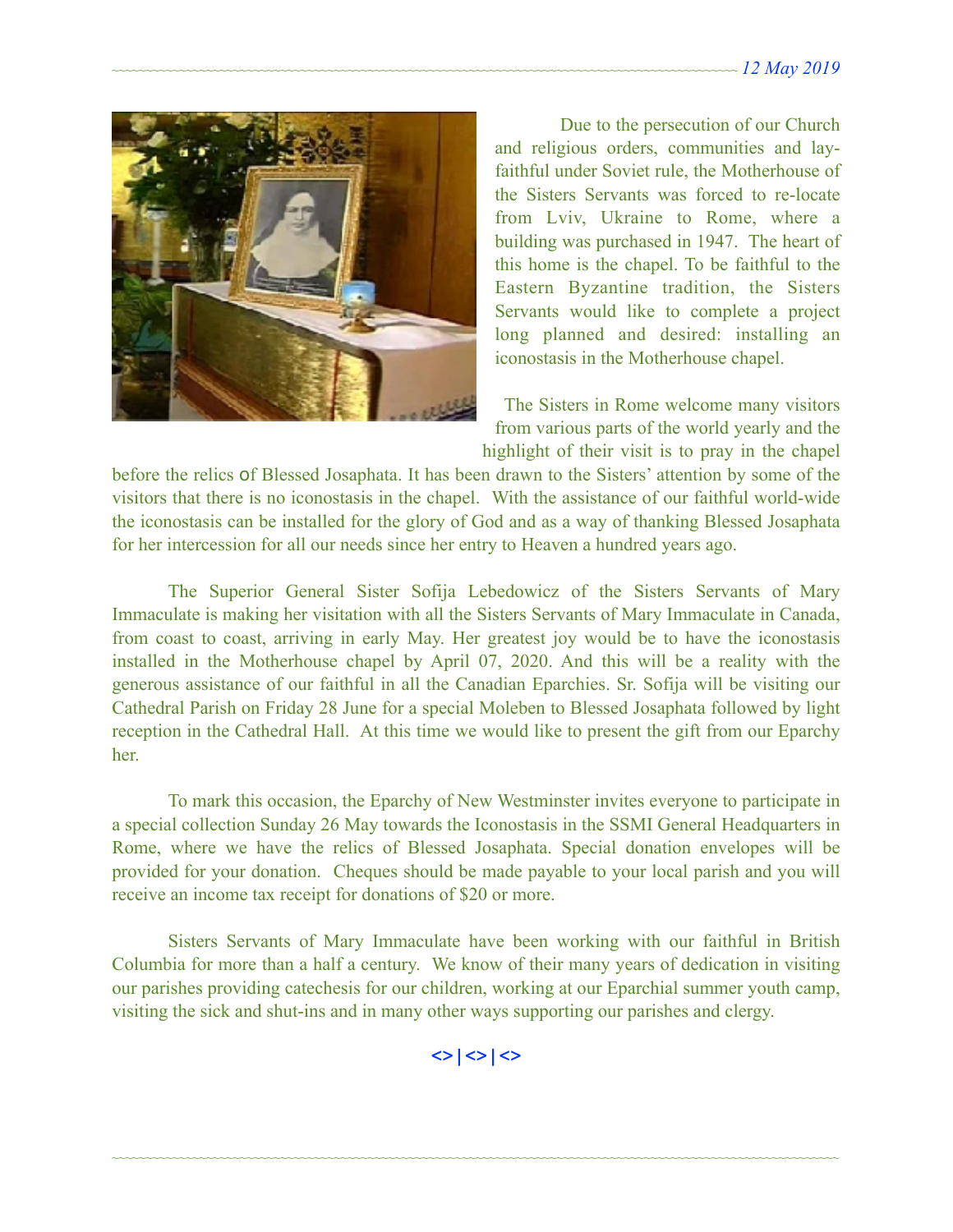Due to the persecution of our Church and religious orders, communities and lay-faithful under Soviet rule, the Motherhouse of the Sisters Servants was forced to re-locate from Lviv, Ukraine to Rome, where a building was purchased in 1947. The heart of this home is the chapel. To be faithful to the Eastern Byzantine tradition, the Sisters Servants would like to complete a project long planned and desired: installing an iconostasis in the Motherhouse chapel.

The Sisters in Rome welcome many visitors from various parts of the world yearly and the highlight of their visit is to pray in the chapel before the relics of Blessed Josaphata. It has been drawn to the Sisters' attention by some of the visitors that there is no iconostasis in the chapel. With the assistance of our faithful world-wide the iconostasis can be installed for the glory of God and as a way of thanking Blessed Josaphata for her intercession for all our needs since her entry to Heaven a hundred years ago.

The Superior General Sister Sofija Lebedowicz of the Sisters Servants of Mary Immaculate is making her visitation with all the Sisters Servants of Mary Immaculate in Canada, from coast to coast, arriving in early May. Her greatest joy would be to have the iconostasis installed in the Motherhouse chapel by April 07, 2020. And this will be a reality with the generous assistance of our faithful in all the Canadian Eparchies. Sr. Sofija will be visiting our Cathedral Parish on Friday 28 June for a special Moleben to Blessed Josaphata followed by light reception in the Cathedral Hall. At this time we would like to present the gift from our Eparchy her.

To mark this occasion, the Eparchy of New Westminster invites everyone to participate in a special collection Sunday 26 May towards the Iconostasis in the SSMI General Headquarters in Rome, where we have the relics of Blessed Josaphata. Special donation envelopes will be provided for your donation. Cheques should be made payable to your local parish and you will receive an income tax receipt for donations of $20 or more.

Sisters Servants of Mary Immaculate have been working with our faithful in British Columbia for more than a half a century. We know of their many years of dedication in visiting our parishes providing catechesis for our children, working at our Eparchial summer youth camp, visiting the sick and shut-ins and in many other ways supporting our parishes and clergy.

<>|<>|<>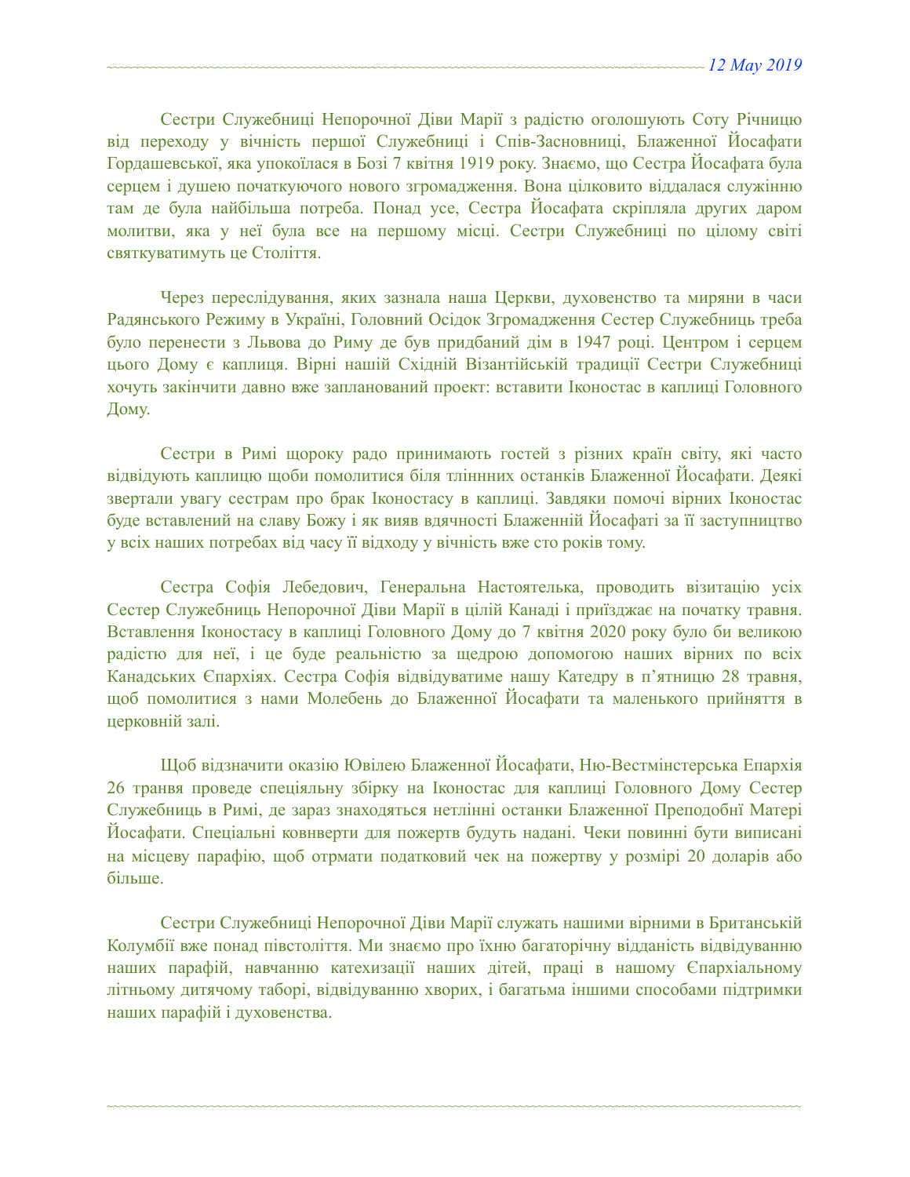Сестри Служебниці Непорочної Діви Марії з радістю оголошують Соту Річницю від переходу у вічність першої Служебниці і Спів-Засновниці, Блаженної Йосафати Гордашевської, яка упокоїлася в Бозі 7 квітня 1919 року. Знаємо, що Сестра Йосафата була серцем і душею початкуючого нового згромадження. Вона цілковито віддалася служінню там де була найбільша потреба. Понад усе, Сестра Йосафата скріпляла других даром молитви, яка у неї була все на першому місці. Сестри Служебниці по цілому світі святкуватимуть це Століття.

Через переслідування, яких зазнала наша Церкви, духовенство та миряни в часи Радянського Режиму в Україні, Головний Осідок Згромадження Сестер Служебниць треба було перенести з Львова до Риму де був придбаний дім в 1947 році. Центром і серцем цього Дому є каплиця. Вірні нашій Східній Візантійській традиції Сестри Служебниці хочуть закінчити давно вже запланований проект: вставити Іконостас в каплиці Головного Дому.

Сестри в Римі щороку радо принимають гостей з різних країн світу, які часто відвідують каплицю щоби помолитися біля тліннних останків Блаженної Йосафати. Деякі звертали увагу сестрам про брак Іконостасу в каплиці. Завдяки помочі вірних Іконостас буде вставлений на славу Божу і як вияв вдячності Блаженній Йосафаті за її заступництво у всіх наших потребах від часу її відходу у вічність вже сто років тому.

Сестра Софія Лебедович, Генеральна Настоятелька, проводить візитацію усіх Сестер Служебниць Непорочної Діви Марії в цілій Канаді і приїзджає на початку травня. Вставлення Іконостасу в каплиці Головного Дому до 7 квітня 2020 року було би великою радістю для неї, і це буде реальністю за щедрою допомогою наших вірних по всіх Канадських Єпархіях. Сестра Софія відвідуватиме нашу Катедру в п'ятницю 28 травня, щоб помолитися з нами Молебень до Блаженної Йосафати та маленького прийняття в церковній залі.

Щоб відзначити оказію Ювілею Блаженної Йосафати, Ню-Вестмінстерська Епархія 26 травня проведе спеціяльну збірку на Іконостас для каплиці Головного Дому Сестер Служебниць в Римі, де зараз знаходяться нетлінні останки Блаженної Преподобні Матері Йосафати. Спеціальні ковнверти для пожертв будуть надані. Чеки повинні бути виписані на місцеву парафію, щоб отрмати податковий чек на пожертву у розмірі 20 доларів або більше.

Сестри Служебниці Непорочної Діви Марії служать нашими вірними в Британській Колумбії вже понад півстоліття. Ми знаємо про їхню багаторічну відданість відвідуванню наших парафій, навчанню катехизації наших дітей, праці в нашому Єпархіальному літньому дитячому таборі, відвідуванню хворих, і багатьма іншими способами підтримки наших парафій і духовенства.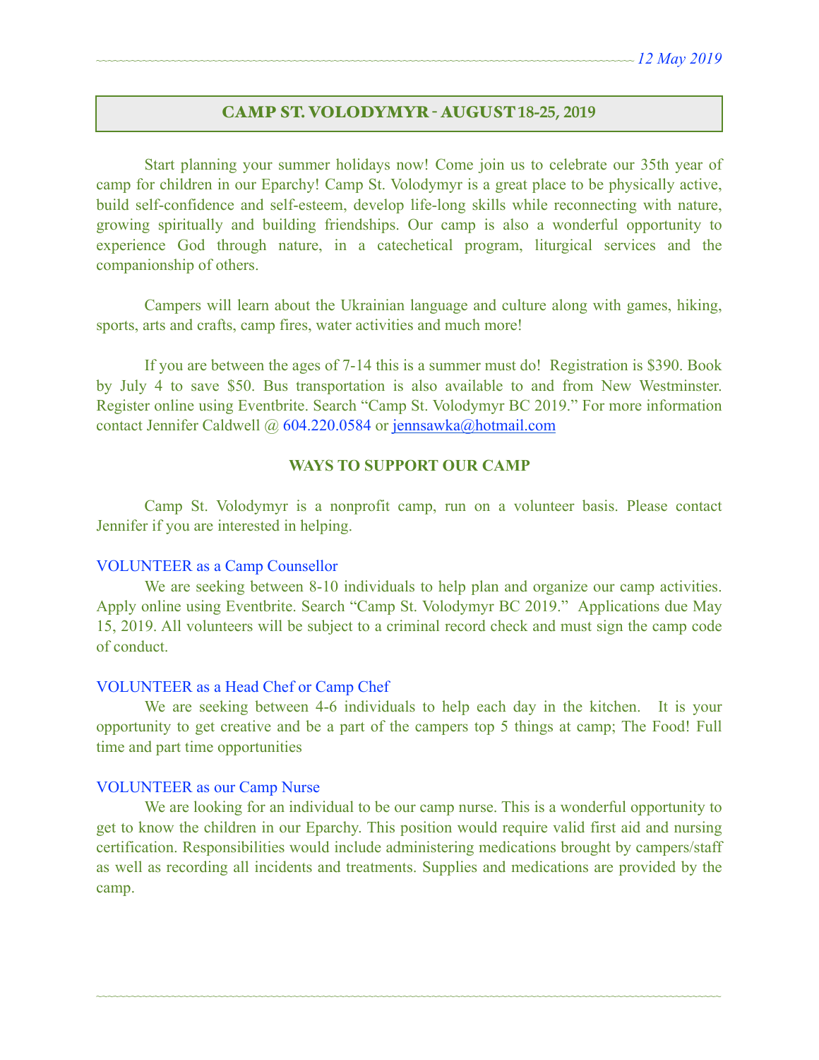## CAMP ST. VOLODYMYR - AUGUST 18-25, 2019

Start planning your summer holidays now! Come join us to celebrate our 35th year of camp for children in our Eparchy! Camp St. Volodymyr is a great place to be physically active, build self-confidence and self-esteem, develop life-long skills while reconnecting with nature, growing spiritually and building friendships. Our camp is also a wonderful opportunity to experience God through nature, in a catechetical program, liturgical services and the companionship of others.

Campers will learn about the Ukrainian language and culture along with games, hiking, sports, arts and crafts, camp fires, water activities and much more!

If you are between the ages of 7-14 this is a summer must do! Registration is $390. Book by July 4 to save $50. Bus transportation is also available to and from New Westminster. Register online using Eventbrite. Search "Camp St. Volodymyr BC 2019." For more information contact Jennifer Caldwell @ 604.220.0584 or jennsawka@hotmail.com

### WAYS TO SUPPORT OUR CAMP

Camp St. Volodymyr is a nonprofit camp, run on a volunteer basis. Please contact Jennifer if you are interested in helping.

#### VOLUNTEER as a Camp Counsellor

We are seeking between 8-10 individuals to help plan and organize our camp activities. Apply online using Eventbrite. Search "Camp St. Volodymyr BC 2019." Applications due May 15, 2019. All volunteers will be subject to a criminal record check and must sign the camp code of conduct.

#### VOLUNTEER as a Head Chef or Camp Chef

We are seeking between 4-6 individuals to help each day in the kitchen. It is your opportunity to get creative and be a part of the campers top 5 things at camp; The Food! Full time and part time opportunities

#### VOLUNTEER as our Camp Nurse

We are looking for an individual to be our camp nurse. This is a wonderful opportunity to get to know the children in our Eparchy. This position would require valid first aid and nursing certification. Responsibilities would include administering medications brought by campers/staff as well as recording all incidents and treatments. Supplies and medications are provided by the camp.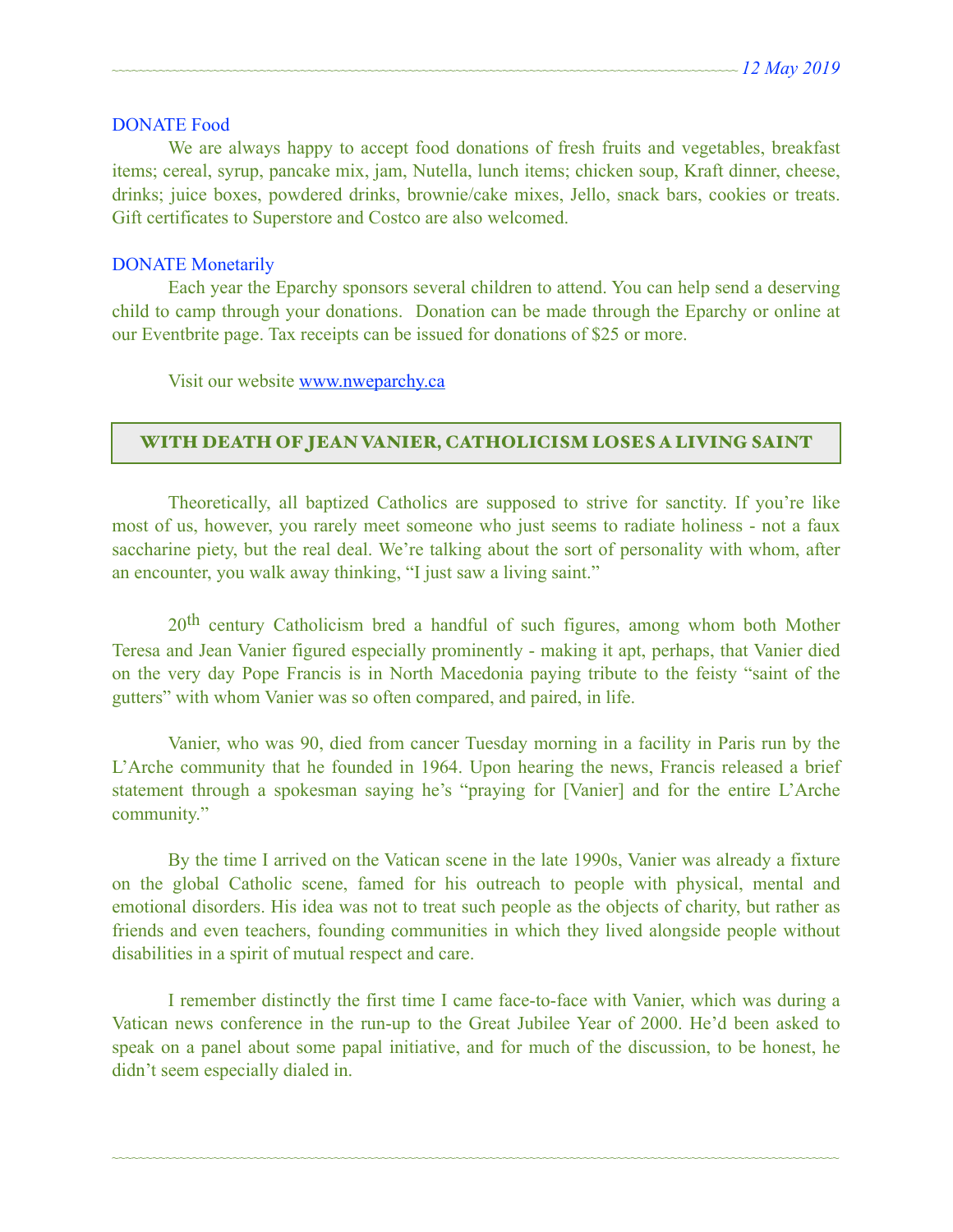### DONATE Food

We are always happy to accept food donations of fresh fruits and vegetables, breakfast items; cereal, syrup, pancake mix, jam, Nutella, lunch items; chicken soup, Kraft dinner, cheese, drinks; juice boxes, powdered drinks, brownie/cake mixes, Jello, snack bars, cookies or treats. Gift certificates to Superstore and Costco are also welcomed.

### DONATE Monetarily

Each year the Eparchy sponsors several children to attend. You can help send a deserving child to camp through your donations. Donation can be made through the Eparchy or online at our Eventbrite page. Tax receipts can be issued for donations of $25 or more.

Visit our website [www.nweparchy.ca](http://www.nweparchy.ca)

## WITH DEATH OF JEAN VANIER, CATHOLICISM LOSES A LIVING SAINT

Theoretically, all baptized Catholics are supposed to strive for sanctity. If you're like most of us, however, you rarely meet someone who just seems to radiate holiness - not a faux saccharine piety, but the real deal. We're talking about the sort of personality with whom, after an encounter, you walk away thinking, "I just saw a living saint."

20th century Catholicism bred a handful of such figures, among whom both Mother Teresa and Jean Vanier figured especially prominently - making it apt, perhaps, that Vanier died on the very day Pope Francis is in North Macedonia paying tribute to the feisty "saint of the gutters" with whom Vanier was so often compared, and paired, in life.

Vanier, who was 90, died from cancer Tuesday morning in a facility in Paris run by the L'Arche community that he founded in 1964. Upon hearing the news, Francis released a brief statement through a spokesman saying he's "praying for [Vanier] and for the entire L'Arche community."

By the time I arrived on the Vatican scene in the late 1990s, Vanier was already a fixture on the global Catholic scene, famed for his outreach to people with physical, mental and emotional disorders. His idea was not to treat such people as the objects of charity, but rather as friends and even teachers, founding communities in which they lived alongside people without disabilities in a spirit of mutual respect and care.

I remember distinctly the first time I came face-to-face with Vanier, which was during a Vatican news conference in the run-up to the Great Jubilee Year of 2000. He'd been asked to speak on a panel about some papal initiative, and for much of the discussion, to be honest, he didn't seem especially dialed in.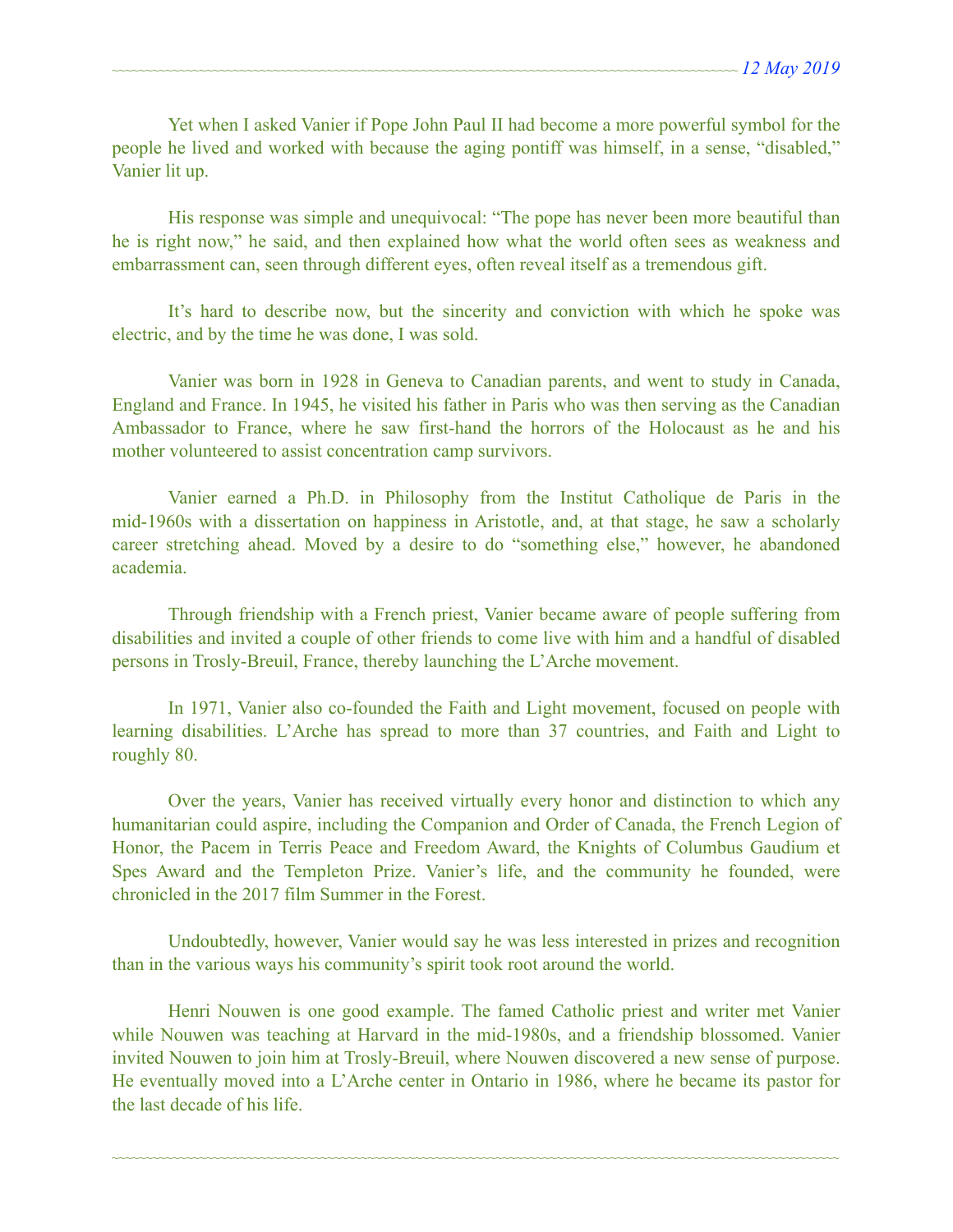Yet when I asked Vanier if Pope John Paul II had become a more powerful symbol for the people he lived and worked with because the aging pontiff was himself, in a sense, "disabled," Vanier lit up.

His response was simple and unequivocal: "The pope has never been more beautiful than he is right now," he said, and then explained how what the world often sees as weakness and embarrassment can, seen through different eyes, often reveal itself as a tremendous gift.

It's hard to describe now, but the sincerity and conviction with which he spoke was electric, and by the time he was done, I was sold.

Vanier was born in 1928 in Geneva to Canadian parents, and went to study in Canada, England and France. In 1945, he visited his father in Paris who was then serving as the Canadian Ambassador to France, where he saw first-hand the horrors of the Holocaust as he and his mother volunteered to assist concentration camp survivors.

Vanier earned a Ph.D. in Philosophy from the Institut Catholique de Paris in the mid-1960s with a dissertation on happiness in Aristotle, and, at that stage, he saw a scholarly career stretching ahead. Moved by a desire to do "something else," however, he abandoned academia.

Through friendship with a French priest, Vanier became aware of people suffering from disabilities and invited a couple of other friends to come live with him and a handful of disabled persons in Trosly-Breuil, France, thereby launching the L'Arche movement.

In 1971, Vanier also co-founded the Faith and Light movement, focused on people with learning disabilities. L'Arche has spread to more than 37 countries, and Faith and Light to roughly 80.

Over the years, Vanier has received virtually every honor and distinction to which any humanitarian could aspire, including the Companion and Order of Canada, the French Legion of Honor, the Pacem in Terris Peace and Freedom Award, the Knights of Columbus Gaudium et Spes Award and the Templeton Prize. Vanier's life, and the community he founded, were chronicled in the 2017 film Summer in the Forest.

Undoubtedly, however, Vanier would say he was less interested in prizes and recognition than in the various ways his community's spirit took root around the world.

Henri Nouwen is one good example. The famed Catholic priest and writer met Vanier while Nouwen was teaching at Harvard in the mid-1980s, and a friendship blossomed. Vanier invited Nouwen to join him at Trosly-Breuil, where Nouwen discovered a new sense of purpose. He eventually moved into a L'Arche center in Ontario in 1986, where he became its pastor for the last decade of his life.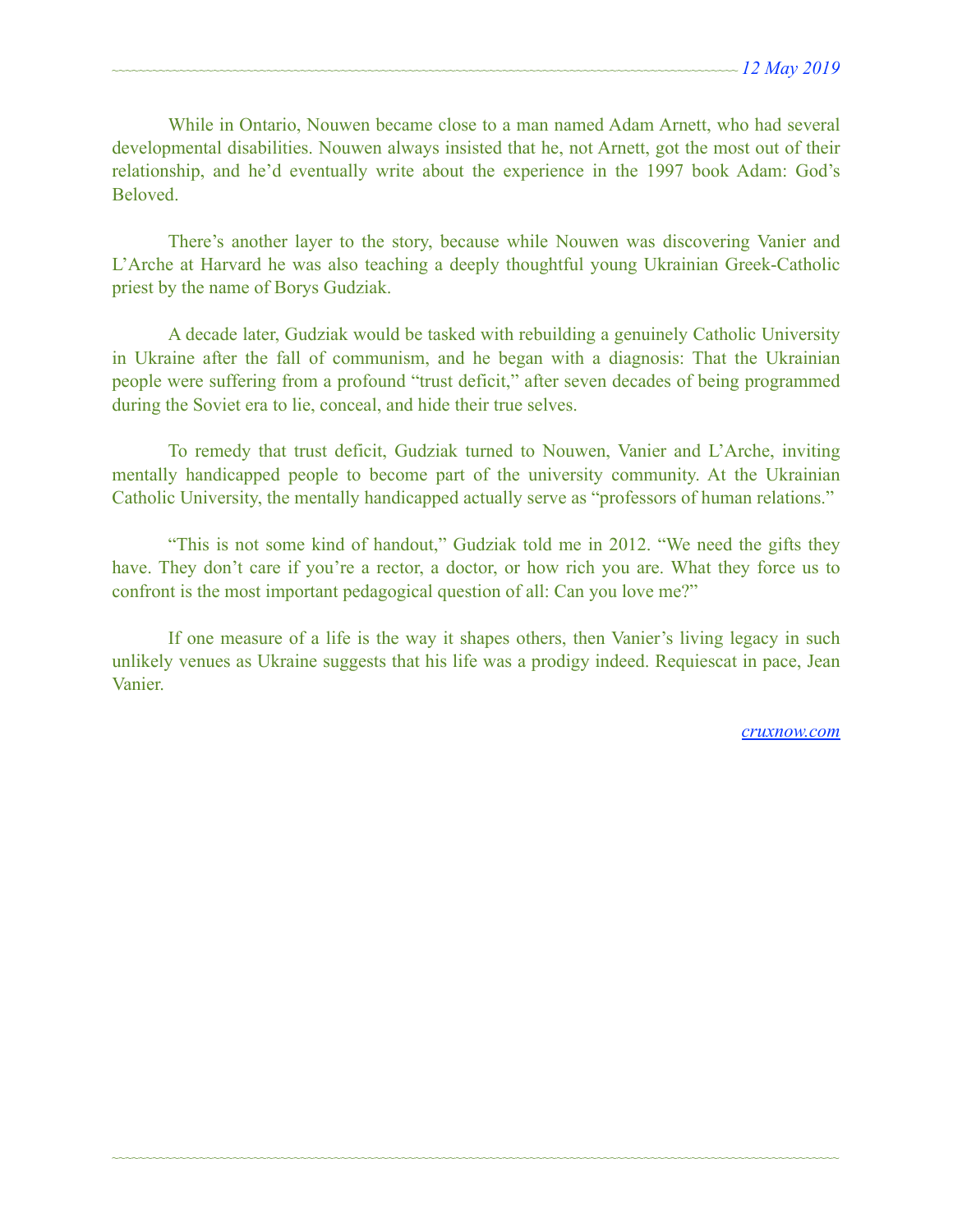While in Ontario, Nouwen became close to a man named Adam Arnett, who had several developmental disabilities. Nouwen always insisted that he, not Arnett, got the most out of their relationship, and he'd eventually write about the experience in the 1997 book Adam: God's Beloved.

There's another layer to the story, because while Nouwen was discovering Vanier and L'Arche at Harvard he was also teaching a deeply thoughtful young Ukrainian Greek-Catholic priest by the name of Borys Gudziak.

A decade later, Gudziak would be tasked with rebuilding a genuinely Catholic University in Ukraine after the fall of communism, and he began with a diagnosis: That the Ukrainian people were suffering from a profound "trust deficit," after seven decades of being programmed during the Soviet era to lie, conceal, and hide their true selves.

To remedy that trust deficit, Gudziak turned to Nouwen, Vanier and L'Arche, inviting mentally handicapped people to become part of the university community. At the Ukrainian Catholic University, the mentally handicapped actually serve as "professors of human relations."

"This is not some kind of handout," Gudziak told me in 2012. "We need the gifts they have. They don't care if you're a rector, a doctor, or how rich you are. What they force us to confront is the most important pedagogical question of all: Can you love me?"

If one measure of a life is the way it shapes others, then Vanier's living legacy in such unlikely venues as Ukraine suggests that his life was a prodigy indeed. Requiescat in pace, Jean Vanier.

cruxnow.com